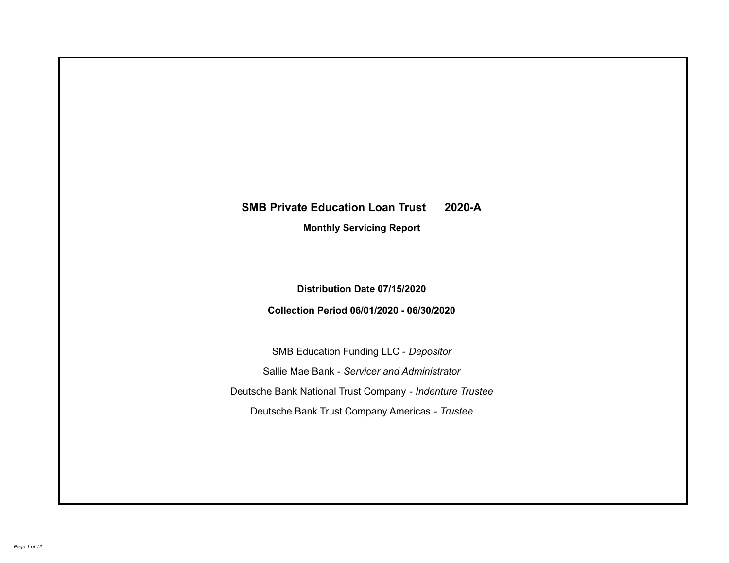# SMB Private Education Loan Trust 2020-A

**Monthly Servicing Report**

**Distribution Date 07/15/2020**

**Collection Period 06/01/2020 - 06/30/2020**

SMB Education Funding LLC - *Depositor*

Sallie Mae Bank - *Servicer and Administrator*

Deutsche Bank National Trust Company - *Indenture Trustee*

Deutsche Bank Trust Company Americas - *Trustee*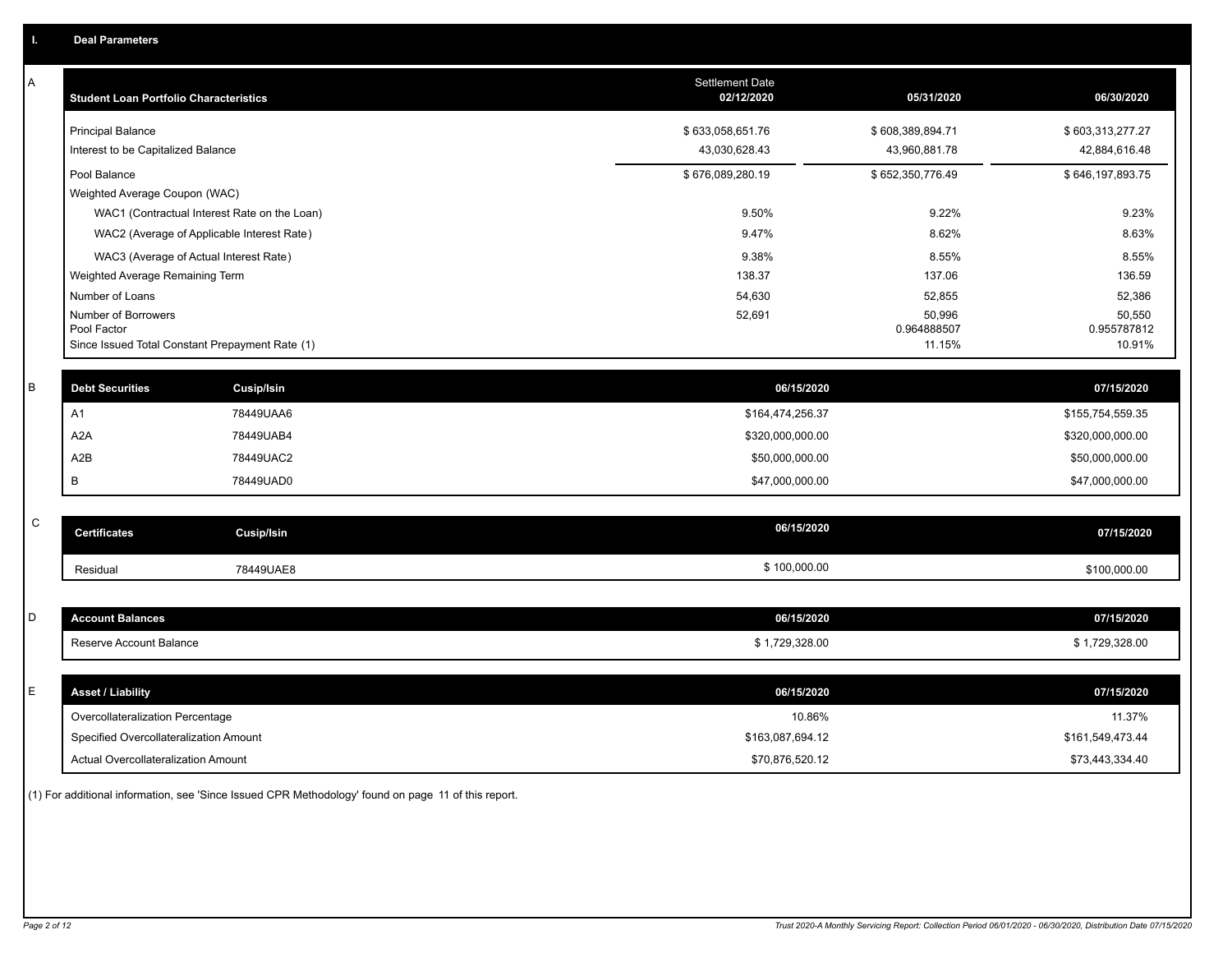## I. Deal Parameters

### A

| Student Loan Portfolio Characteristics | Settlement Date 02/12/2020 | 05/31/2020 | 06/30/2020 |
|---|---|---|---|
| Principal Balance | $ 633,058,651.76 | $ 608,389,894.71 | $ 603,313,277.27 |
| Interest to be Capitalized Balance | 43,030,628.43 | 43,960,881.78 | 42,884,616.48 |
| Pool Balance | $ 676,089,280.19 | $ 652,350,776.49 | $ 646,197,893.75 |
| Weighted Average Coupon (WAC) | | | |
| WAC1 (Contractual Interest Rate on the Loan) | 9.50% | 9.22% | 9.23% |
| WAC2 (Average of Applicable Interest Rate) | 9.47% | 8.62% | 8.63% |
| WAC3 (Average of Actual Interest Rate) | 9.38% | 8.55% | 8.55% |
| Weighted Average Remaining Term | 138.37 | 137.06 | 136.59 |
| Number of Loans | 54,630 | 52,855 | 52,386 |
| Number of Borrowers | 52,691 | 50,996 | 50,550 |
| Pool Factor | | 0.964888507 | 0.955787812 |
| Since Issued Total Constant Prepayment Rate (1) | | 11.15% | 10.91% |

### B

| Debt Securities | Cusip/Isin | 06/15/2020 | 07/15/2020 |
|---|---|---|---|
| A1 | 78449UAA6 | $164,474,256.37 | $155,754,559.35 |
| A2A | 78449UAB4 | $320,000,000.00 | $320,000,000.00 |
| A2B | 78449UAC2 | $50,000,000.00 | $50,000,000.00 |
| B | 78449UAD0 | $47,000,000.00 | $47,000,000.00 |

### C

| Certificates | Cusip/Isin | 06/15/2020 | 07/15/2020 |
|---|---|---|---|
| Residual | 78449UAE8 | $ 100,000.00 | $100,000.00 |

### D

| Account Balances | 06/15/2020 | 07/15/2020 |
|---|---|---|
| Reserve Account Balance | $ 1,729,328.00 | $ 1,729,328.00 |

### E

| Asset / Liability | 06/15/2020 | 07/15/2020 |
|---|---|---|
| Overcollateralization Percentage | 10.86% | 11.37% |
| Specified Overcollateralization Amount | $163,087,694.12 | $161,549,473.44 |
| Actual Overcollateralization Amount | $70,876,520.12 | $73,443,334.40 |

(1) For additional information, see 'Since Issued CPR Methodology' found on page 11 of this report.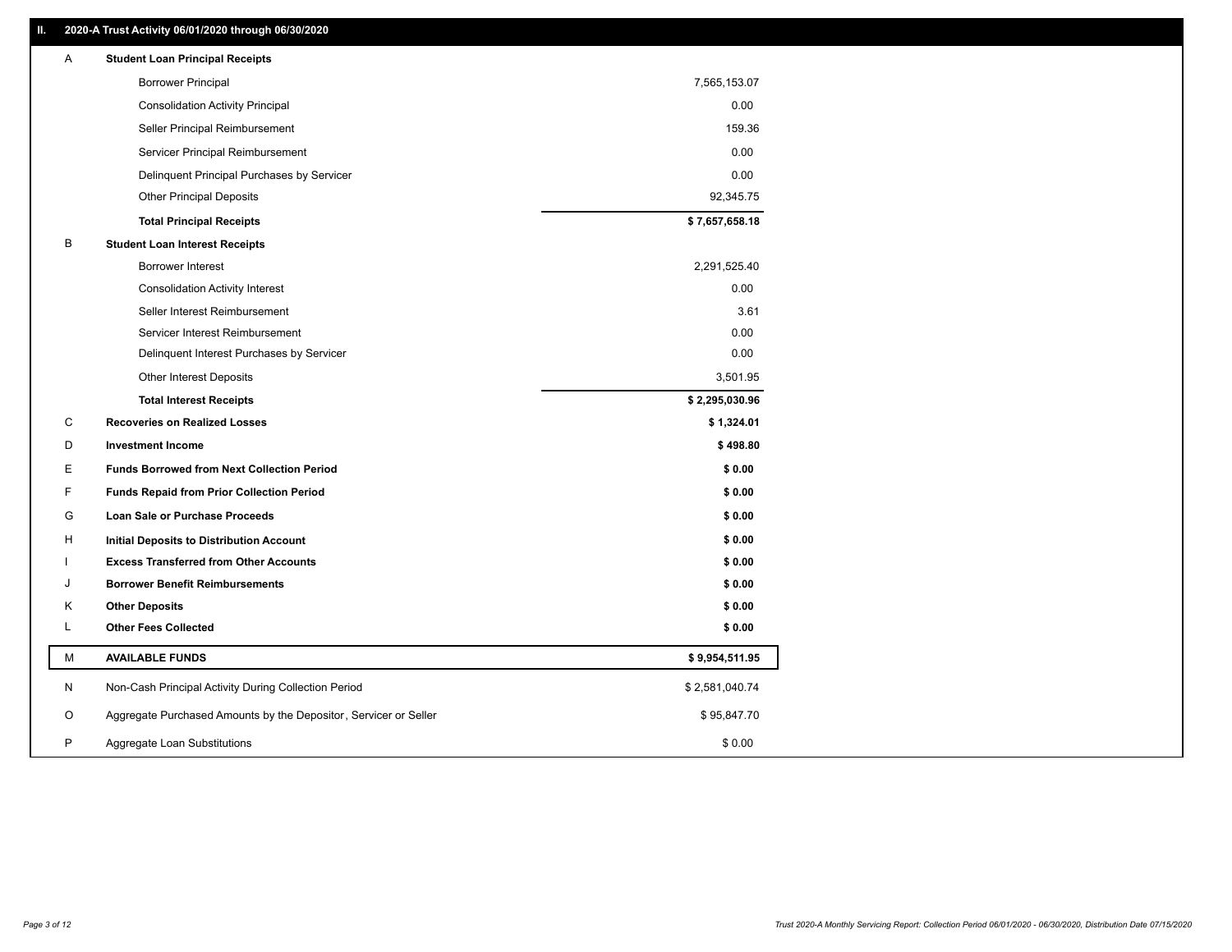## II. 2020-A Trust Activity 06/01/2020 through 06/30/2020

| | | |
|---|---|---|
| A | **Student Loan Principal Receipts** | |
| | Borrower Principal | 7,565,153.07 |
| | Consolidation Activity Principal | 0.00 |
| | Seller Principal Reimbursement | 159.36 |
| | Servicer Principal Reimbursement | 0.00 |
| | Delinquent Principal Purchases by Servicer | 0.00 |
| | Other Principal Deposits | 92,345.75 |
| | **Total Principal Receipts** | **$ 7,657,658.18** |
| B | **Student Loan Interest Receipts** | |
| | Borrower Interest | 2,291,525.40 |
| | Consolidation Activity Interest | 0.00 |
| | Seller Interest Reimbursement | 3.61 |
| | Servicer Interest Reimbursement | 0.00 |
| | Delinquent Interest Purchases by Servicer | 0.00 |
| | Other Interest Deposits | 3,501.95 |
| | **Total Interest Receipts** | **$ 2,295,030.96** |
| C | **Recoveries on Realized Losses** | **$ 1,324.01** |
| D | **Investment Income** | **$ 498.80** |
| E | **Funds Borrowed from Next Collection Period** | **$ 0.00** |
| F | **Funds Repaid from Prior Collection Period** | **$ 0.00** |
| G | **Loan Sale or Purchase Proceeds** | **$ 0.00** |
| H | **Initial Deposits to Distribution Account** | **$ 0.00** |
| I | **Excess Transferred from Other Accounts** | **$ 0.00** |
| J | **Borrower Benefit Reimbursements** | **$ 0.00** |
| K | **Other Deposits** | **$ 0.00** |
| L | **Other Fees Collected** | **$ 0.00** |
| M | **AVAILABLE FUNDS** | **$ 9,954,511.95** |
| N | Non-Cash Principal Activity During Collection Period | $ 2,581,040.74 |
| O | Aggregate Purchased Amounts by the Depositor, Servicer or Seller | $ 95,847.70 |
| P | Aggregate Loan Substitutions | $ 0.00 |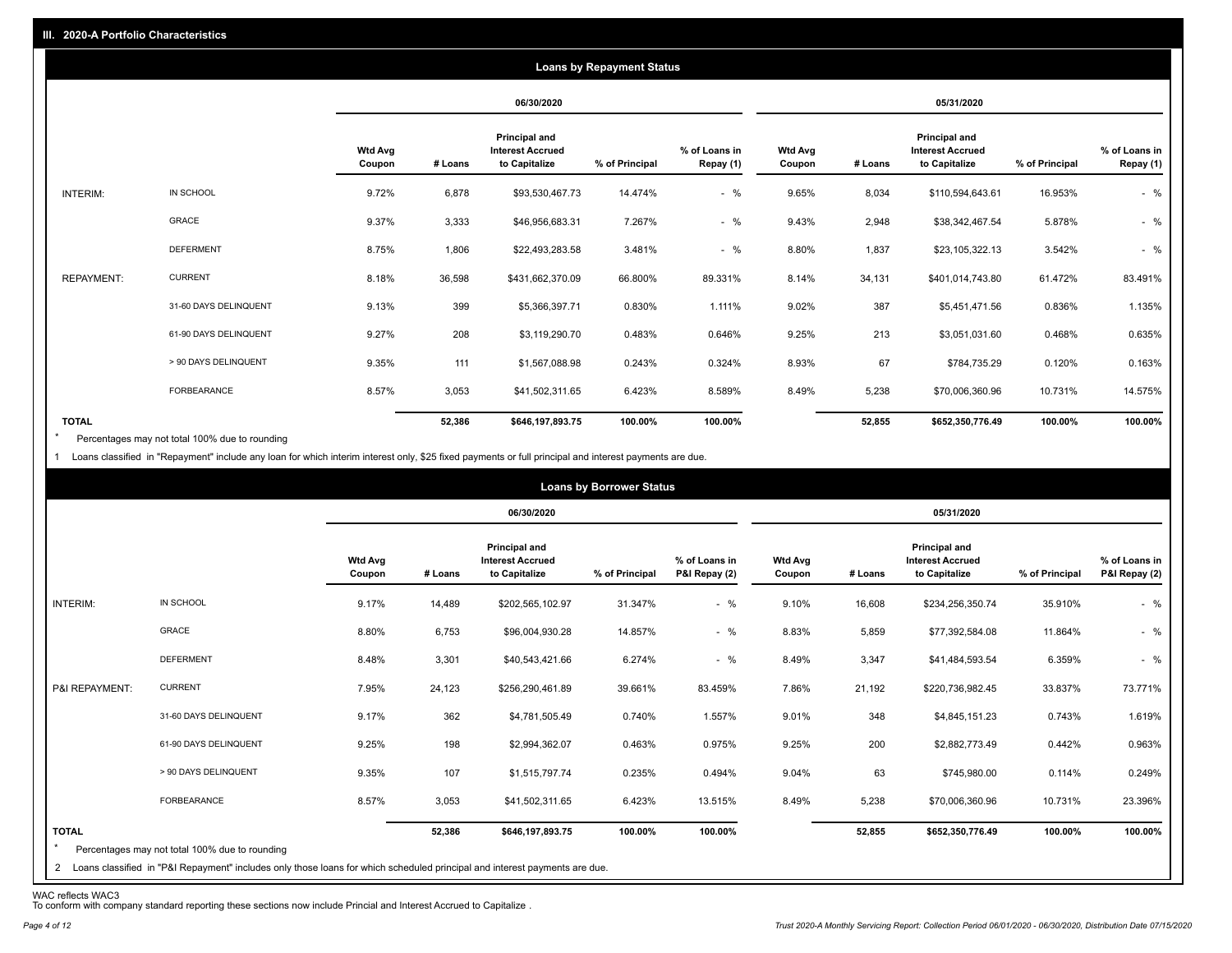## III. 2020-A Portfolio Characteristics

### Loans by Repayment Status

| | | 06/30/2020 | | | | | 05/31/2020 | | | | |
|---|---|---|---|---|---|---|---|---|---|---|---|
| | | Wtd Avg Coupon | # Loans | Principal and Interest Accrued to Capitalize | % of Principal | % of Loans in Repay (1) | Wtd Avg Coupon | # Loans | Principal and Interest Accrued to Capitalize | % of Principal | % of Loans in Repay (1) |
| INTERIM: | IN SCHOOL | 9.72% | 6,878 | $93,530,467.73 | 14.474% | - % | 9.65% | 8,034 | $110,594,643.61 | 16.953% | - % |
| | GRACE | 9.37% | 3,333 | $46,956,683.31 | 7.267% | - % | 9.43% | 2,948 | $38,342,467.54 | 5.878% | - % |
| | DEFERMENT | 8.75% | 1,806 | $22,493,283.58 | 3.481% | - % | 8.80% | 1,837 | $23,105,322.13 | 3.542% | - % |
| REPAYMENT: | CURRENT | 8.18% | 36,598 | $431,662,370.09 | 66.800% | 89.331% | 8.14% | 34,131 | $401,014,743.80 | 61.472% | 83.491% |
| | 31-60 DAYS DELINQUENT | 9.13% | 399 | $5,366,397.71 | 0.830% | 1.111% | 9.02% | 387 | $5,451,471.56 | 0.836% | 1.135% |
| | 61-90 DAYS DELINQUENT | 9.27% | 208 | $3,119,290.70 | 0.483% | 0.646% | 9.25% | 213 | $3,051,031.60 | 0.468% | 0.635% |
| | > 90 DAYS DELINQUENT | 9.35% | 111 | $1,567,088.98 | 0.243% | 0.324% | 8.93% | 67 | $784,735.29 | 0.120% | 0.163% |
| | FORBEARANCE | 8.57% | 3,053 | $41,502,311.65 | 6.423% | 8.589% | 8.49% | 5,238 | $70,006,360.96 | 10.731% | 14.575% |
| **TOTAL** | | | **52,386** | **$646,197,893.75** | **100.00%** | **100.00%** | | **52,855** | **$652,350,776.49** | **100.00%** | **100.00%** |

* Percentages may not total 100% due to rounding

1 Loans classified in "Repayment" include any loan for which interim interest only, $25 fixed payments or full principal and interest payments are due.

### Loans by Borrower Status

| | | 06/30/2020 | | | | | 05/31/2020 | | | | |
|---|---|---|---|---|---|---|---|---|---|---|---|
| | | Wtd Avg Coupon | # Loans | Principal and Interest Accrued to Capitalize | % of Principal | % of Loans in P&I Repay (2) | Wtd Avg Coupon | # Loans | Principal and Interest Accrued to Capitalize | % of Principal | % of Loans in P&I Repay (2) |
| INTERIM: | IN SCHOOL | 9.17% | 14,489 | $202,565,102.97 | 31.347% | - % | 9.10% | 16,608 | $234,256,350.74 | 35.910% | - % |
| | GRACE | 8.80% | 6,753 | $96,004,930.28 | 14.857% | - % | 8.83% | 5,859 | $77,392,584.08 | 11.864% | - % |
| | DEFERMENT | 8.48% | 3,301 | $40,543,421.66 | 6.274% | - % | 8.49% | 3,347 | $41,484,593.54 | 6.359% | - % |
| P&I REPAYMENT: | CURRENT | 7.95% | 24,123 | $256,290,461.89 | 39.661% | 83.459% | 7.86% | 21,192 | $220,736,982.45 | 33.837% | 73.771% |
| | 31-60 DAYS DELINQUENT | 9.17% | 362 | $4,781,505.49 | 0.740% | 1.557% | 9.01% | 348 | $4,845,151.23 | 0.743% | 1.619% |
| | 61-90 DAYS DELINQUENT | 9.25% | 198 | $2,994,362.07 | 0.463% | 0.975% | 9.25% | 200 | $2,882,773.49 | 0.442% | 0.963% |
| | > 90 DAYS DELINQUENT | 9.35% | 107 | $1,515,797.74 | 0.235% | 0.494% | 9.04% | 63 | $745,980.00 | 0.114% | 0.249% |
| | FORBEARANCE | 8.57% | 3,053 | $41,502,311.65 | 6.423% | 13.515% | 8.49% | 5,238 | $70,006,360.96 | 10.731% | 23.396% |
| **TOTAL** | | | **52,386** | **$646,197,893.75** | **100.00%** | **100.00%** | | **52,855** | **$652,350,776.49** | **100.00%** | **100.00%** |

* Percentages may not total 100% due to rounding

2 Loans classified in "P&I Repayment" includes only those loans for which scheduled principal and interest payments are due.

WAC reflects WAC3

To conform with company standard reporting these sections now include Princial and Interest Accrued to Capitalize .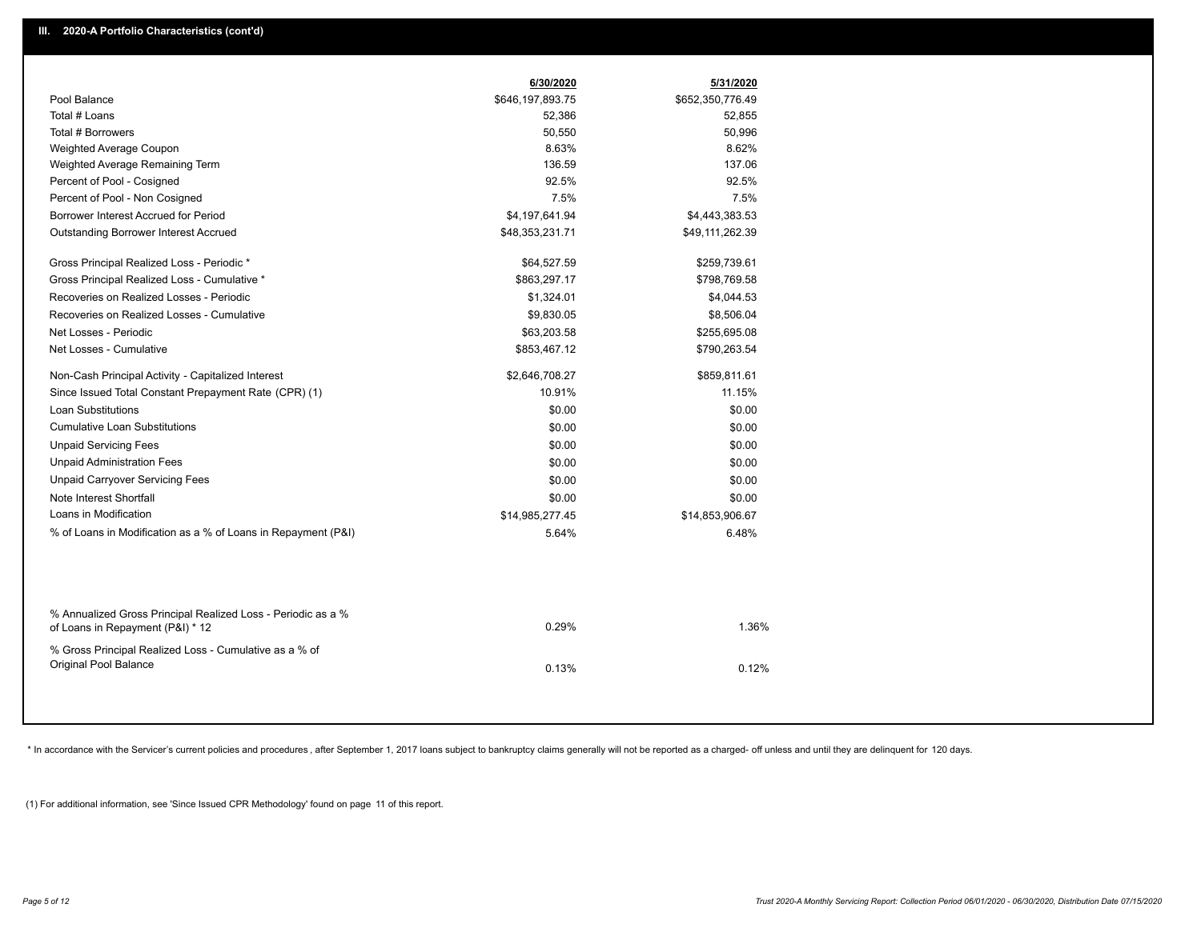## III. 2020-A Portfolio Characteristics (cont'd)

| | 6/30/2020 | 5/31/2020 |
|---|---|---|
| Pool Balance | $646,197,893.75 | $652,350,776.49 |
| Total # Loans | 52,386 | 52,855 |
| Total # Borrowers | 50,550 | 50,996 |
| Weighted Average Coupon | 8.63% | 8.62% |
| Weighted Average Remaining Term | 136.59 | 137.06 |
| Percent of Pool - Cosigned | 92.5% | 92.5% |
| Percent of Pool - Non Cosigned | 7.5% | 7.5% |
| Borrower Interest Accrued for Period | $4,197,641.94 | $4,443,383.53 |
| Outstanding Borrower Interest Accrued | $48,353,231.71 | $49,111,262.39 |
| Gross Principal Realized Loss - Periodic * | $64,527.59 | $259,739.61 |
| Gross Principal Realized Loss - Cumulative * | $863,297.17 | $798,769.58 |
| Recoveries on Realized Losses - Periodic | $1,324.01 | $4,044.53 |
| Recoveries on Realized Losses - Cumulative | $9,830.05 | $8,506.04 |
| Net Losses - Periodic | $63,203.58 | $255,695.08 |
| Net Losses - Cumulative | $853,467.12 | $790,263.54 |
| Non-Cash Principal Activity - Capitalized Interest | $2,646,708.27 | $859,811.61 |
| Since Issued Total Constant Prepayment Rate (CPR) (1) | 10.91% | 11.15% |
| Loan Substitutions | $0.00 | $0.00 |
| Cumulative Loan Substitutions | $0.00 | $0.00 |
| Unpaid Servicing Fees | $0.00 | $0.00 |
| Unpaid Administration Fees | $0.00 | $0.00 |
| Unpaid Carryover Servicing Fees | $0.00 | $0.00 |
| Note Interest Shortfall | $0.00 | $0.00 |
| Loans in Modification | $14,985,277.45 | $14,853,906.67 |
| % of Loans in Modification as a % of Loans in Repayment (P&I) | 5.64% | 6.48% |
| % Annualized Gross Principal Realized Loss - Periodic as a % of Loans in Repayment (P&I) * 12 | 0.29% | 1.36% |
| % Gross Principal Realized Loss - Cumulative as a % of Original Pool Balance | 0.13% | 0.12% |

\* In accordance with the Servicer's current policies and procedures , after September 1, 2017 loans subject to bankruptcy claims generally will not be reported as a charged- off unless and until they are delinquent for 120 days.

(1) For additional information, see 'Since Issued CPR Methodology' found on page 11 of this report.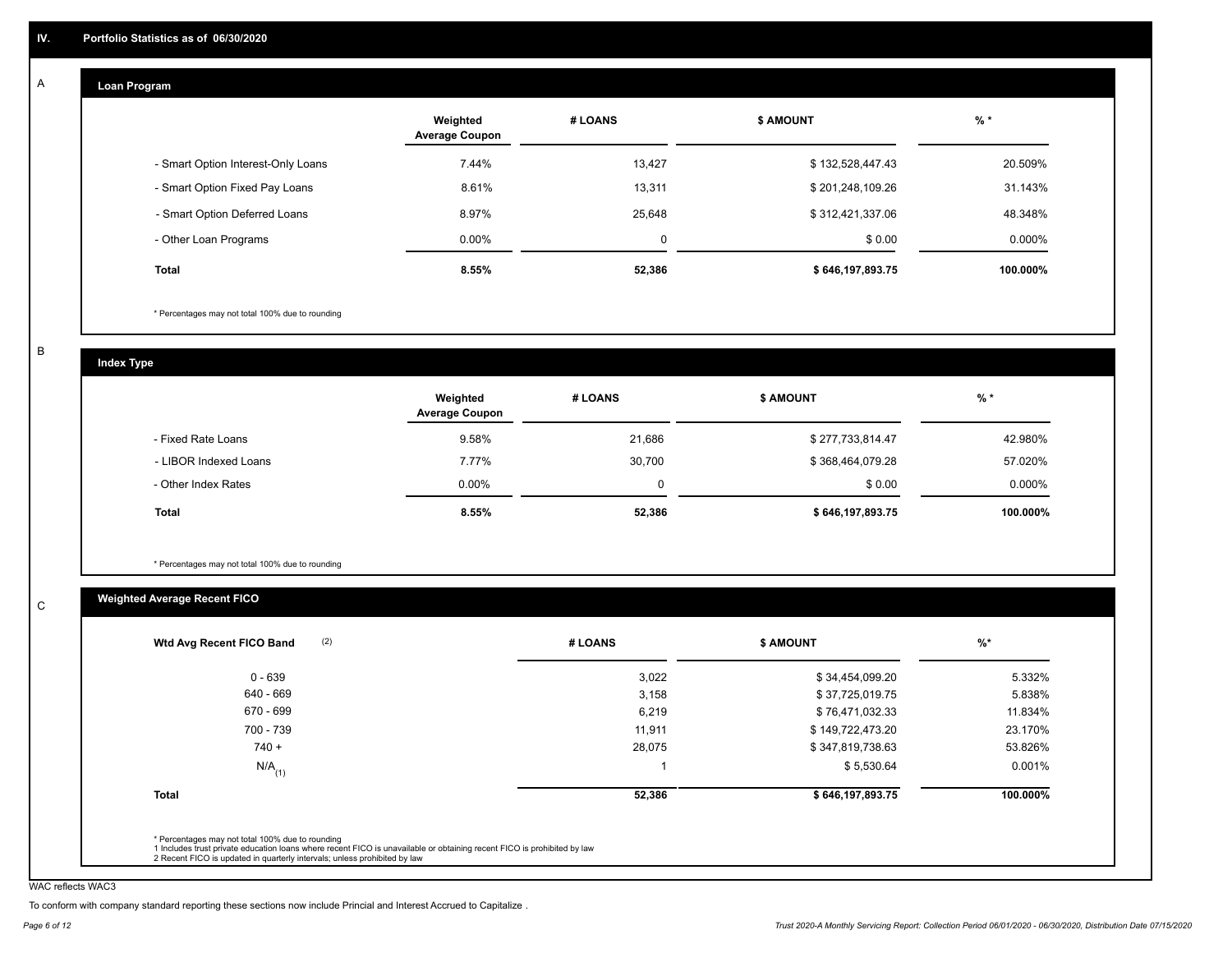## IV. Portfolio Statistics as of 06/30/2020

### A Loan Program

| | Weighted Average Coupon | # LOANS | $ AMOUNT | % * |
|---|---|---|---|---|
| - Smart Option Interest-Only Loans | 7.44% | 13,427 | $ 132,528,447.43 | 20.509% |
| - Smart Option Fixed Pay Loans | 8.61% | 13,311 | $ 201,248,109.26 | 31.143% |
| - Smart Option Deferred Loans | 8.97% | 25,648 | $ 312,421,337.06 | 48.348% |
| - Other Loan Programs | 0.00% | 0 | $ 0.00 | 0.000% |
| **Total** | **8.55%** | **52,386** | **$ 646,197,893.75** | **100.000%** |

* Percentages may not total 100% due to rounding

### B Index Type

| | Weighted Average Coupon | # LOANS | $ AMOUNT | % * |
|---|---|---|---|---|
| - Fixed Rate Loans | 9.58% | 21,686 | $ 277,733,814.47 | 42.980% |
| - LIBOR Indexed Loans | 7.77% | 30,700 | $ 368,464,079.28 | 57.020% |
| - Other Index Rates | 0.00% | 0 | $ 0.00 | 0.000% |
| **Total** | **8.55%** | **52,386** | **$ 646,197,893.75** | **100.000%** |

* Percentages may not total 100% due to rounding

### C Weighted Average Recent FICO

| Wtd Avg Recent FICO Band (2) | # LOANS | $ AMOUNT | %* |
|---|---|---|---|
| 0 - 639 | 3,022 | $ 34,454,099.20 | 5.332% |
| 640 - 669 | 3,158 | $ 37,725,019.75 | 5.838% |
| 670 - 699 | 6,219 | $ 76,471,032.33 | 11.834% |
| 700 - 739 | 11,911 | $ 149,722,473.20 | 23.170% |
| 740 + | 28,075 | $ 347,819,738.63 | 53.826% |
| N/A (1) | 1 | $ 5,530.64 | 0.001% |
| **Total** | **52,386** | **$ 646,197,893.75** | **100.000%** |

* Percentages may not total 100% due to rounding
1 Includes trust private education loans where recent FICO is unavailable or obtaining recent FICO is prohibited by law
2 Recent FICO is updated in quarterly intervals; unless prohibited by law

WAC reflects WAC3

To conform with company standard reporting these sections now include Princial and Interest Accrued to Capitalize .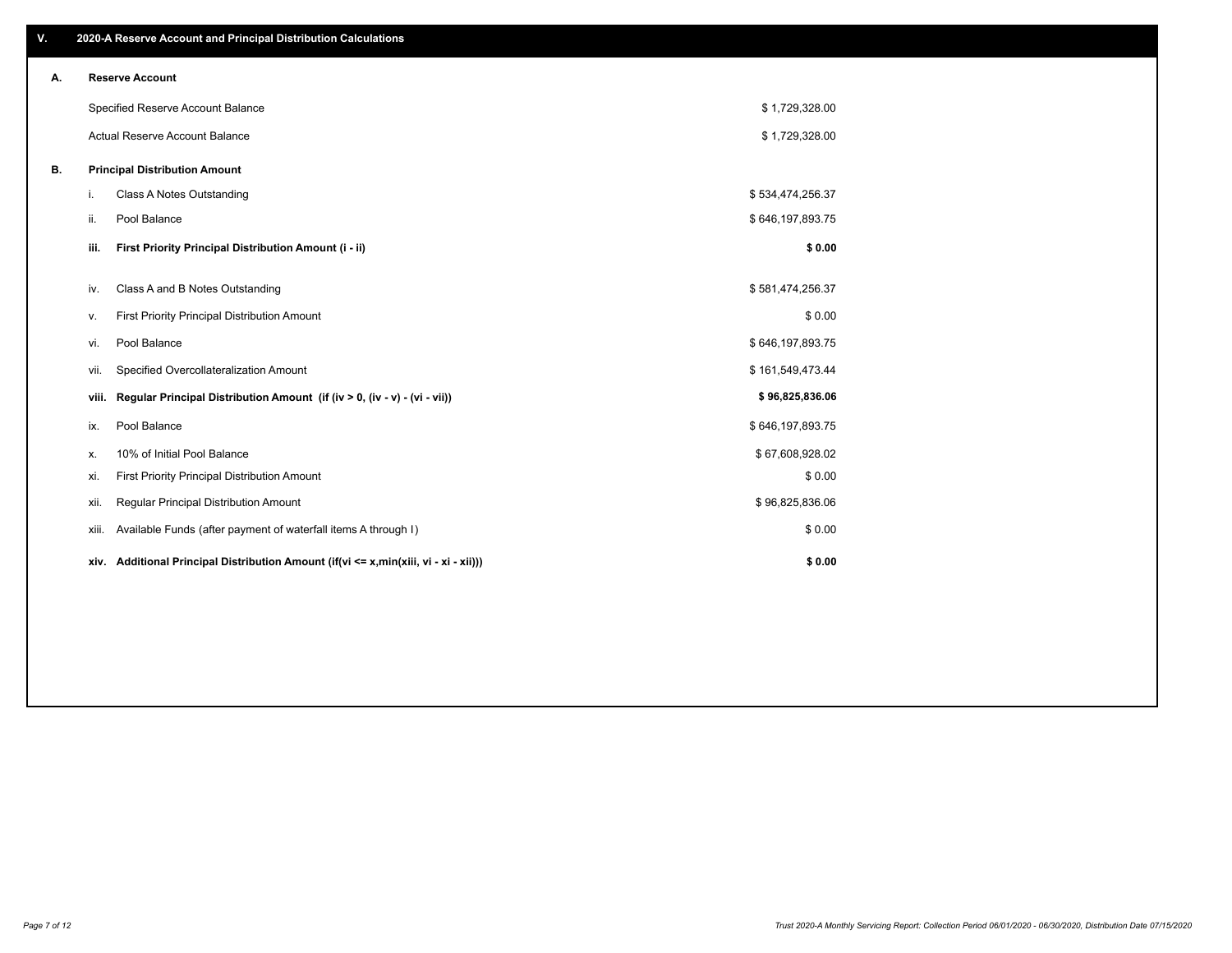## V. 2020-A Reserve Account and Principal Distribution Calculations

### A. Reserve Account

| | |
|---|---|
| Specified Reserve Account Balance | $ 1,729,328.00 |
| Actual Reserve Account Balance | $ 1,729,328.00 |

### B. Principal Distribution Amount

| | | |
|---|---|---|
| i. | Class A Notes Outstanding | $ 534,474,256.37 |
| ii. | Pool Balance | $ 646,197,893.75 |
| **iii.** | **First Priority Principal Distribution Amount (i - ii)** | **$ 0.00** |
| iv. | Class A and B Notes Outstanding | $ 581,474,256.37 |
| v. | First Priority Principal Distribution Amount | $ 0.00 |
| vi. | Pool Balance | $ 646,197,893.75 |
| vii. | Specified Overcollateralization Amount | $ 161,549,473.44 |
| **viii.** | **Regular Principal Distribution Amount (if (iv > 0, (iv - v) - (vi - vii))** | **$ 96,825,836.06** |
| ix. | Pool Balance | $ 646,197,893.75 |
| x. | 10% of Initial Pool Balance | $ 67,608,928.02 |
| xi. | First Priority Principal Distribution Amount | $ 0.00 |
| xii. | Regular Principal Distribution Amount | $ 96,825,836.06 |
| xiii. | Available Funds (after payment of waterfall items A through I) | $ 0.00 |
| **xiv.** | **Additional Principal Distribution Amount (if(vi <= x,min(xiii, vi - xi - xii)))** | **$ 0.00** |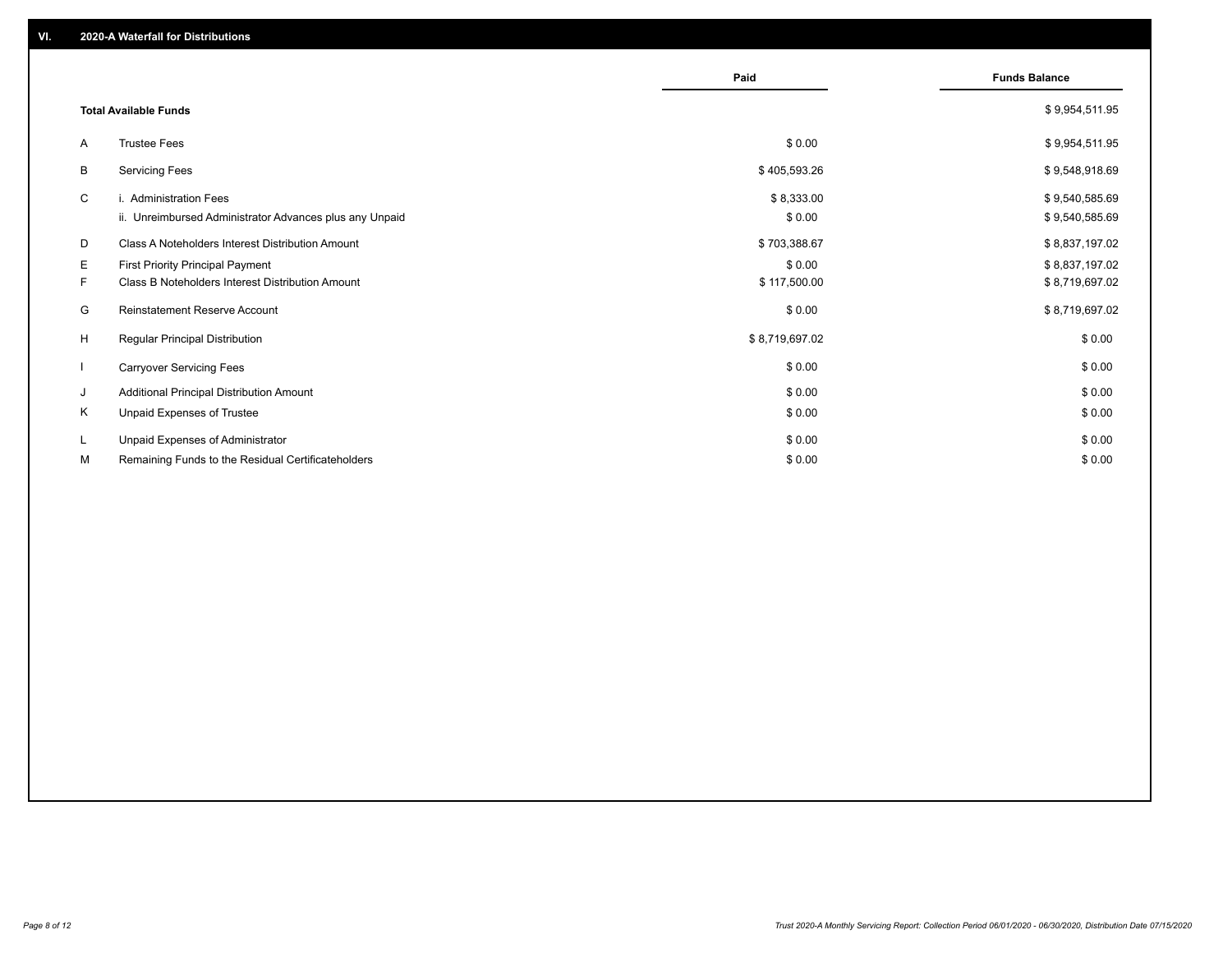## VI. 2020-A Waterfall for Distributions

| | | Paid | Funds Balance |
|---|---|---|---|
| | **Total Available Funds** | | $ 9,954,511.95 |
| A | Trustee Fees | $ 0.00 | $ 9,954,511.95 |
| B | Servicing Fees | $ 405,593.26 | $ 9,548,918.69 |
| C | i. Administration Fees | $ 8,333.00 | $ 9,540,585.69 |
| | ii. Unreimbursed Administrator Advances plus any Unpaid | $ 0.00 | $ 9,540,585.69 |
| D | Class A Noteholders Interest Distribution Amount | $ 703,388.67 | $ 8,837,197.02 |
| E | First Priority Principal Payment | $ 0.00 | $ 8,837,197.02 |
| F | Class B Noteholders Interest Distribution Amount | $ 117,500.00 | $ 8,719,697.02 |
| G | Reinstatement Reserve Account | $ 0.00 | $ 8,719,697.02 |
| H | Regular Principal Distribution | $ 8,719,697.02 | $ 0.00 |
| I | Carryover Servicing Fees | $ 0.00 | $ 0.00 |
| J | Additional Principal Distribution Amount | $ 0.00 | $ 0.00 |
| K | Unpaid Expenses of Trustee | $ 0.00 | $ 0.00 |
| L | Unpaid Expenses of Administrator | $ 0.00 | $ 0.00 |
| M | Remaining Funds to the Residual Certificateholders | $ 0.00 | $ 0.00 |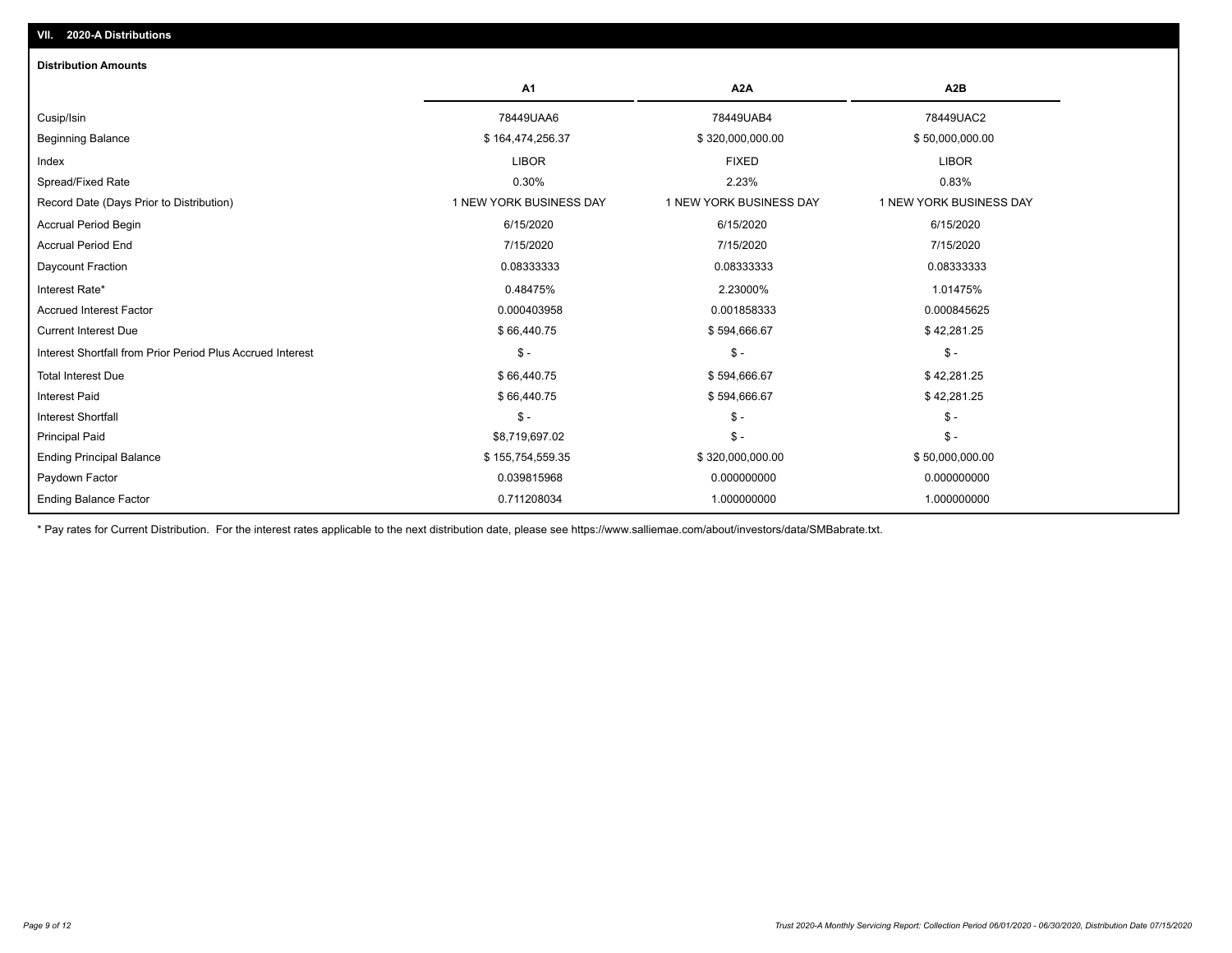## VII. 2020-A Distributions

### Distribution Amounts

| | A1 | A2A | A2B |
|---|---|---|---|
| Cusip/Isin | 78449UAA6 | 78449UAB4 | 78449UAC2 |
| Beginning Balance | $ 164,474,256.37 | $ 320,000,000.00 | $ 50,000,000.00 |
| Index | LIBOR | FIXED | LIBOR |
| Spread/Fixed Rate | 0.30% | 2.23% | 0.83% |
| Record Date (Days Prior to Distribution) | 1 NEW YORK BUSINESS DAY | 1 NEW YORK BUSINESS DAY | 1 NEW YORK BUSINESS DAY |
| Accrual Period Begin | 6/15/2020 | 6/15/2020 | 6/15/2020 |
| Accrual Period End | 7/15/2020 | 7/15/2020 | 7/15/2020 |
| Daycount Fraction | 0.08333333 | 0.08333333 | 0.08333333 |
| Interest Rate* | 0.48475% | 2.23000% | 1.01475% |
| Accrued Interest Factor | 0.000403958 | 0.001858333 | 0.000845625 |
| Current Interest Due | $ 66,440.75 | $ 594,666.67 | $ 42,281.25 |
| Interest Shortfall from Prior Period Plus Accrued Interest | $ - | $ - | $ - |
| Total Interest Due | $ 66,440.75 | $ 594,666.67 | $ 42,281.25 |
| Interest Paid | $ 66,440.75 | $ 594,666.67 | $ 42,281.25 |
| Interest Shortfall | $ - | $ - | $ - |
| Principal Paid | $8,719,697.02 | $ - | $ - |
| Ending Principal Balance | $ 155,754,559.35 | $ 320,000,000.00 | $ 50,000,000.00 |
| Paydown Factor | 0.039815968 | 0.000000000 | 0.000000000 |
| Ending Balance Factor | 0.711208034 | 1.000000000 | 1.000000000 |

* Pay rates for Current Distribution. For the interest rates applicable to the next distribution date, please see https://www.salliemae.com/about/investors/data/SMBabrate.txt.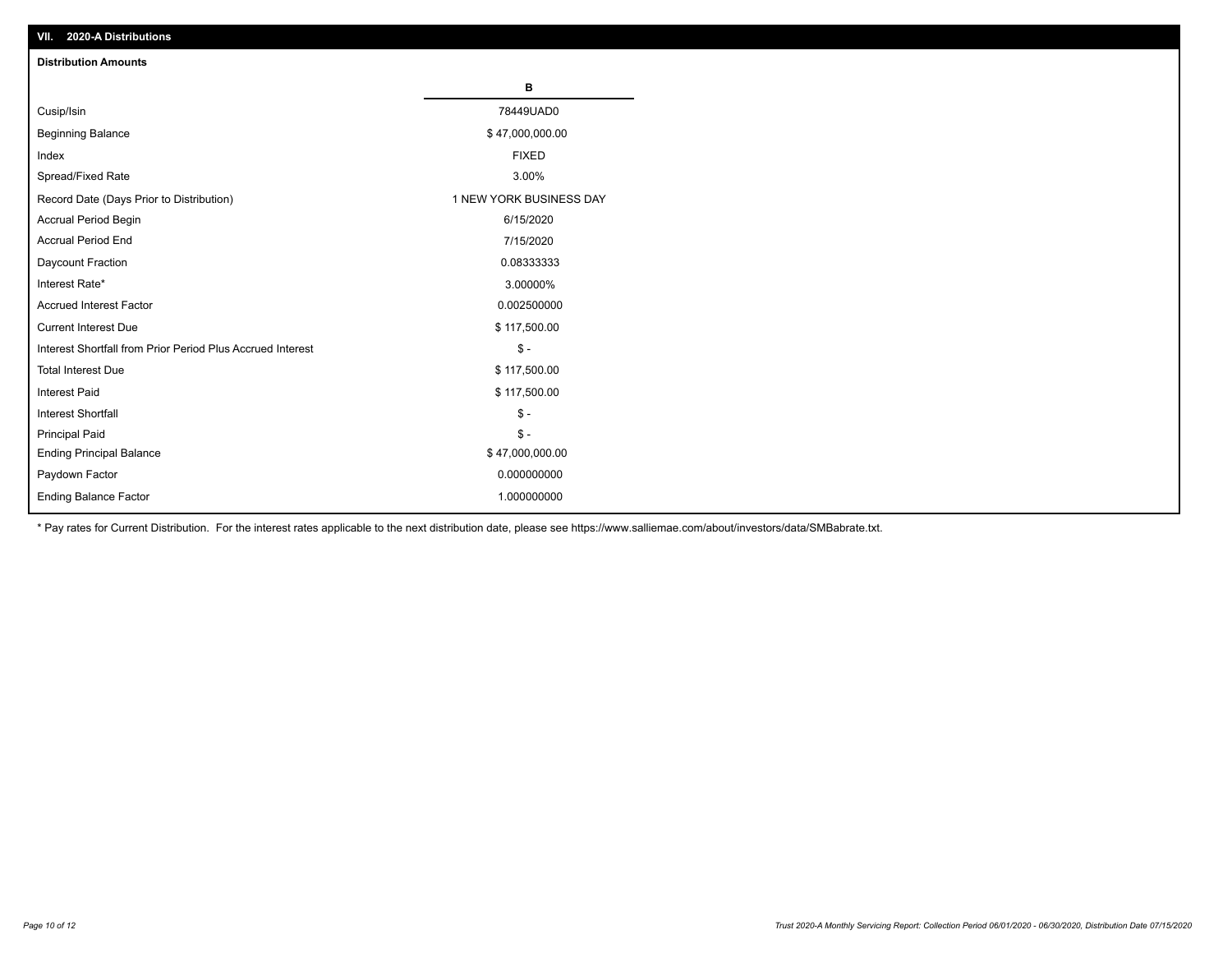## VII. 2020-A Distributions

### Distribution Amounts

| | B |
|---|---|
| Cusip/Isin | 78449UAD0 |
| Beginning Balance | $ 47,000,000.00 |
| Index | FIXED |
| Spread/Fixed Rate | 3.00% |
| Record Date (Days Prior to Distribution) | 1 NEW YORK BUSINESS DAY |
| Accrual Period Begin | 6/15/2020 |
| Accrual Period End | 7/15/2020 |
| Daycount Fraction | 0.08333333 |
| Interest Rate* | 3.00000% |
| Accrued Interest Factor | 0.002500000 |
| Current Interest Due | $ 117,500.00 |
| Interest Shortfall from Prior Period Plus Accrued Interest | $ - |
| Total Interest Due | $ 117,500.00 |
| Interest Paid | $ 117,500.00 |
| Interest Shortfall | $ - |
| Principal Paid | $ - |
| Ending Principal Balance | $ 47,000,000.00 |
| Paydown Factor | 0.000000000 |
| Ending Balance Factor | 1.000000000 |

* Pay rates for Current Distribution. For the interest rates applicable to the next distribution date, please see https://www.salliemae.com/about/investors/data/SMBabrate.txt.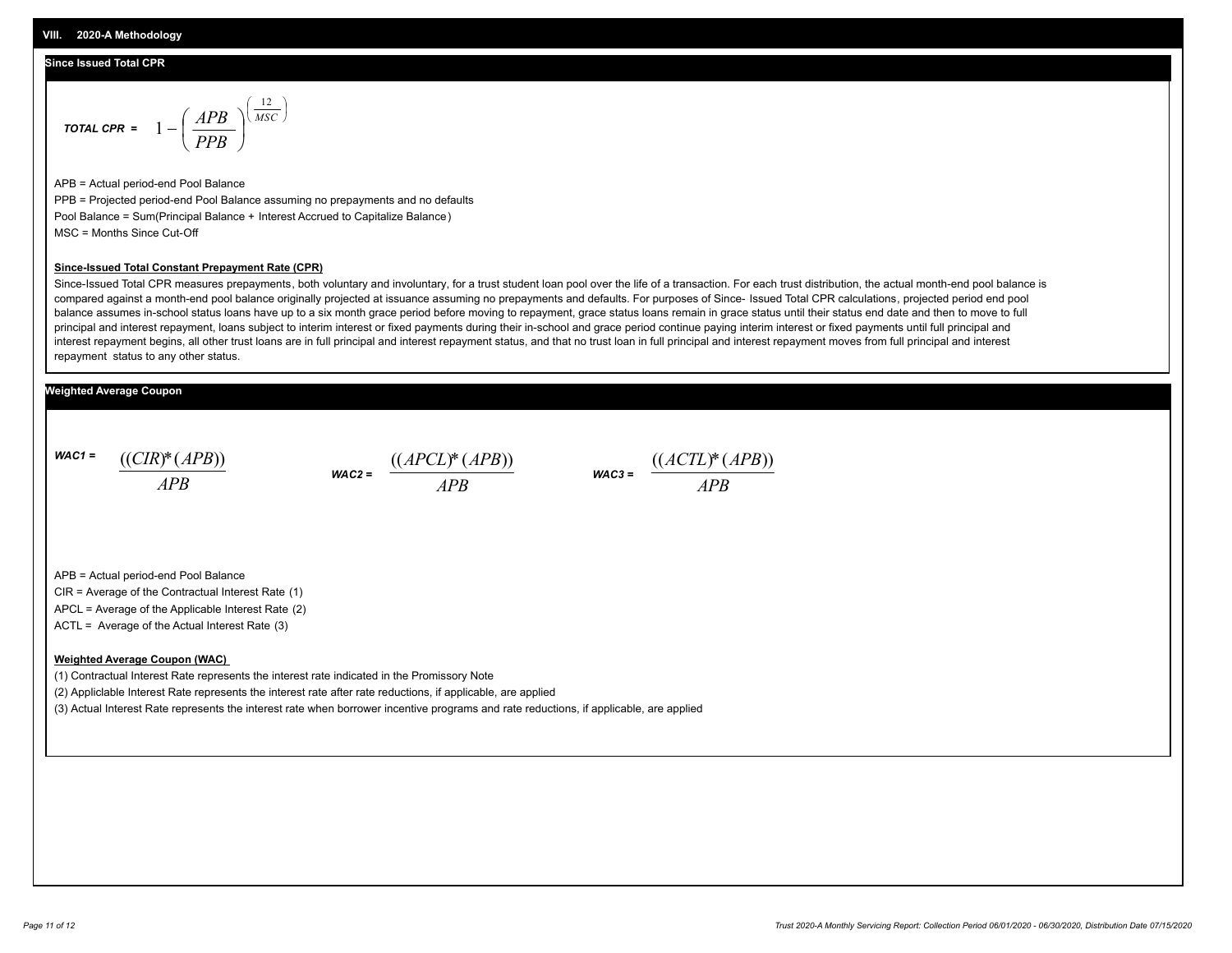## VIII. 2020-A Methodology

### Since Issued Total CPR

**TOTAL CPR =** $$1 - \left(\frac{APB}{PPB}\right)^{\left(\frac{12}{MSC}\right)}$$

APB = Actual period-end Pool Balance

PPB = Projected period-end Pool Balance assuming no prepayments and no defaults

Pool Balance = Sum(Principal Balance + Interest Accrued to Capitalize Balance)

MSC = Months Since Cut-Off

**Since-Issued Total Constant Prepayment Rate (CPR)**

Since-Issued Total CPR measures prepayments, both voluntary and involuntary, for a trust student loan pool over the life of a transaction. For each trust distribution, the actual month-end pool balance is compared against a month-end pool balance originally projected at issuance assuming no prepayments and defaults. For purposes of Since- Issued Total CPR calculations, projected period end pool balance assumes in-school status loans have up to a six month grace period before moving to repayment, grace status loans remain in grace status until their status end date and then to move to full principal and interest repayment, loans subject to interim interest or fixed payments during their in-school and grace period continue paying interim interest or fixed payments until full principal and interest repayment begins, all other trust loans are in full principal and interest repayment status, and that no trust loan in full principal and interest repayment moves from full principal and interest repayment status to any other status.

### Weighted Average Coupon

**WAC1 =** $$\frac{((CIR)^*(APB))}{APB}$$

**WAC2 =** $$\frac{((APCL)^*(APB))}{APB}$$

**WAC3 =** $$\frac{((ACTL)^*(APB))}{APB}$$

APB = Actual period-end Pool Balance

CIR = Average of the Contractual Interest Rate (1)

APCL = Average of the Applicable Interest Rate (2)

ACTL = Average of the Actual Interest Rate (3)

**Weighted Average Coupon (WAC)**

(1) Contractual Interest Rate represents the interest rate indicated in the Promissory Note

(2) Appliclable Interest Rate represents the interest rate after rate reductions, if applicable, are applied

(3) Actual Interest Rate represents the interest rate when borrower incentive programs and rate reductions, if applicable, are applied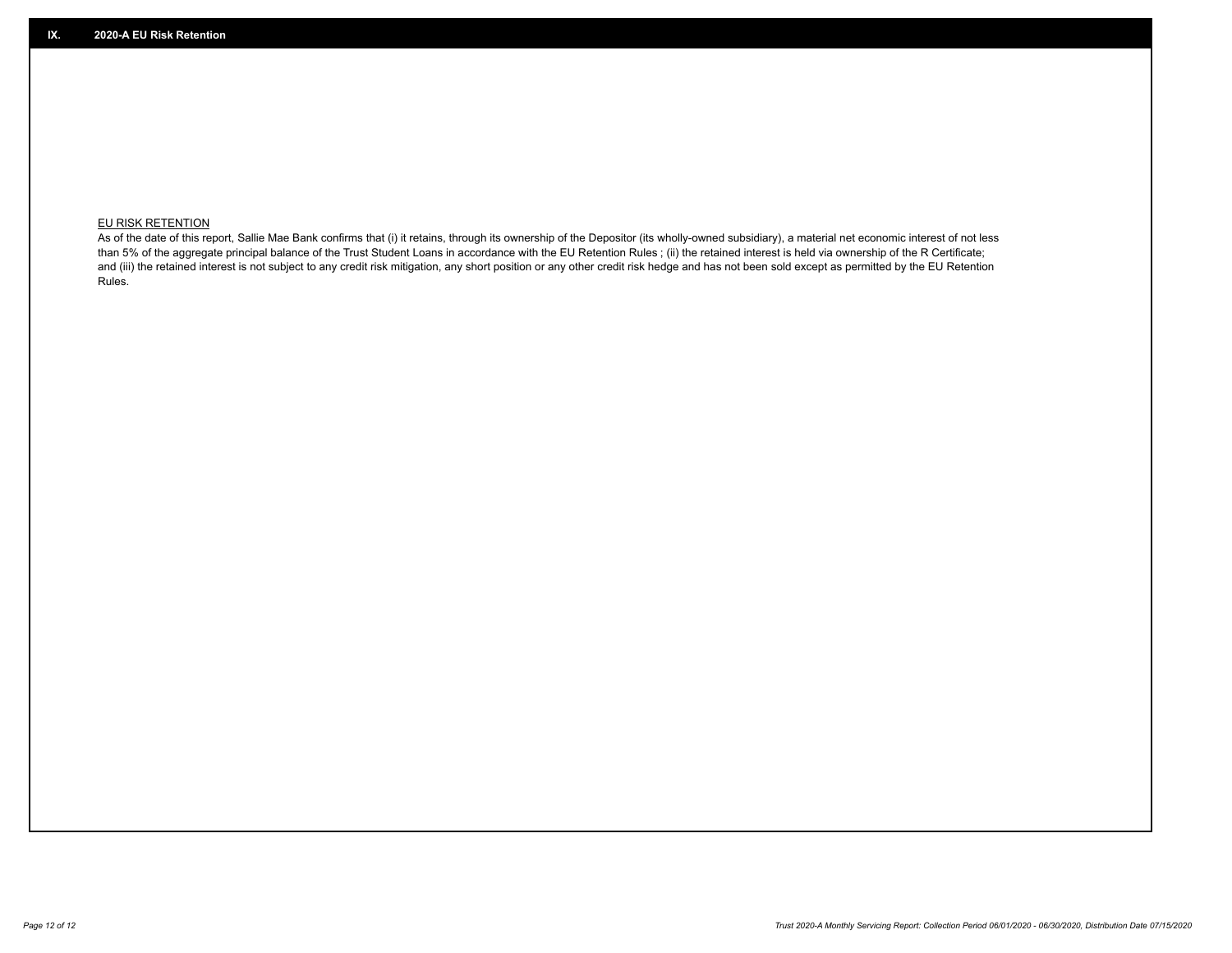## IX. 2020-A EU Risk Retention

EU RISK RETENTION

As of the date of this report, Sallie Mae Bank confirms that (i) it retains, through its ownership of the Depositor (its wholly-owned subsidiary), a material net economic interest of not less than 5% of the aggregate principal balance of the Trust Student Loans in accordance with the EU Retention Rules ; (ii) the retained interest is held via ownership of the R Certificate; and (iii) the retained interest is not subject to any credit risk mitigation, any short position or any other credit risk hedge and has not been sold except as permitted by the EU Retention Rules.